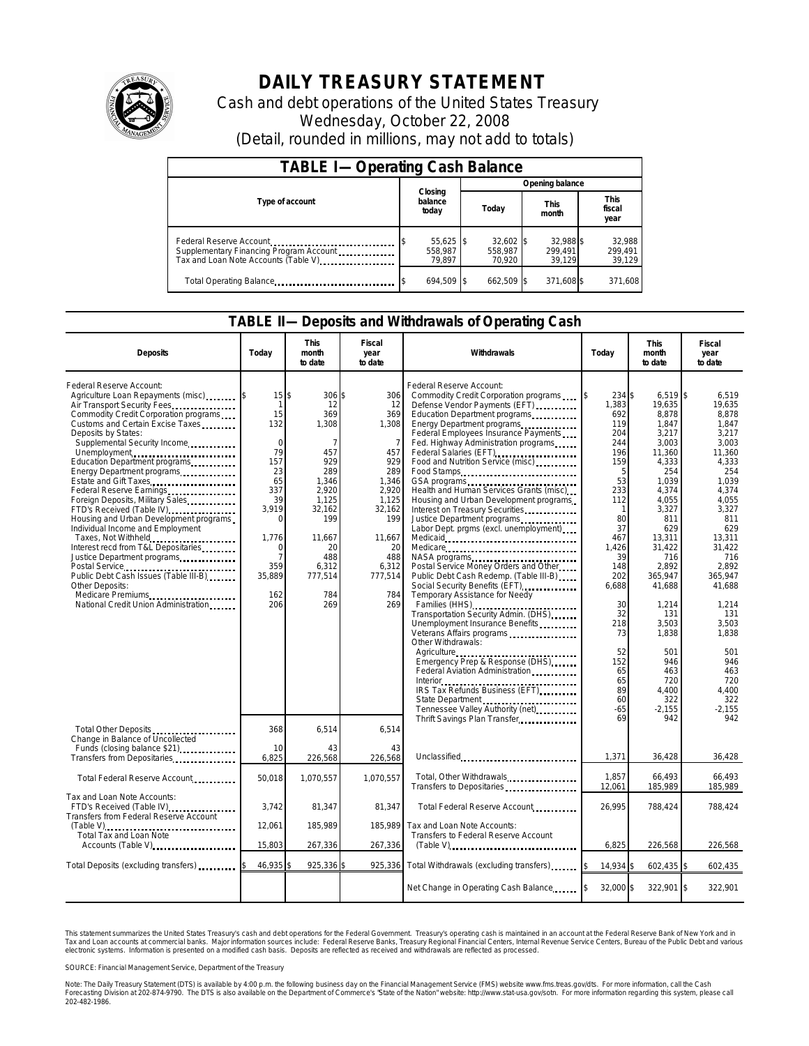# DAILY TREASURY STATEMENT

Cash and debt operations of the United States Treasury

Wednesday, October 22, 2008

(Detail, rounded in millions, may not add to totals)

## TABLE I— Operating Cash Balance

| Type of account | Closing balance today | Opening balance Today | Opening balance This month | Opening balance This fiscal year |
|---|---|---|---|---|
| Federal Reserve Account | $ 55,625 | $ 32,602 | $ 32,988 | $ 32,988 |
| Supplementary Financing Program Account | 558,987 | 558,987 | 299,491 | 299,491 |
| Tax and Loan Note Accounts (Table V) | 79,897 | 70,920 | 39,129 | 39,129 |
| Total Operating Balance | $ 694,509 | $ 662,509 | $ 371,608 | $ 371,608 |

## TABLE II— Deposits and Withdrawals of Operating Cash

| Deposits | Today | This month to date | Fiscal year to date |
|---|---|---|---|
| Federal Reserve Account: | | | |
| Agriculture Loan Repayments (misc) | $ 15 | $ 306 | $ 306 |
| Air Transport Security Fees | 1 | 12 | 12 |
| Commodity Credit Corporation programs | 15 | 369 | 369 |
| Customs and Certain Excise Taxes | 132 | 1,308 | 1,308 |
| Deposits by States: | | | |
| Supplemental Security Income | 0 | 7 | 7 |
| Unemployment | 79 | 457 | 457 |
| Education Department programs | 157 | 929 | 929 |
| Energy Department programs | 23 | 289 | 289 |
| Estate and Gift Taxes | 65 | 1,346 | 1,346 |
| Federal Reserve Earnings | 337 | 2,920 | 2,920 |
| Foreign Deposits, Military Sales | 39 | 1,125 | 1,125 |
| FTD's Received (Table IV) | 3,919 | 32,162 | 32,162 |
| Housing and Urban Development programs | 0 | 199 | 199 |
| Individual Income and Employment Taxes, Not Withheld | 1,776 | 11,667 | 11,667 |
| Interest recd from T&L Depositaries | 0 | 20 | 20 |
| Justice Department programs | 7 | 488 | 488 |
| Postal Service | 359 | 6,312 | 6,312 |
| Public Debt Cash Issues (Table III-B) | 35,889 | 777,514 | 777,514 |
| Other Deposits: | | | |
| Medicare Premiums | 162 | 784 | 784 |
| National Credit Union Administration | 206 | 269 | 269 |
| Total Other Deposits | 368 | 6,514 | 6,514 |
| Change in Balance of Uncollected Funds (closing balance $21) | 10 | 43 | 43 |
| Transfers from Depositaries | 6,825 | 226,568 | 226,568 |
| Total Federal Reserve Account | 50,018 | 1,070,557 | 1,070,557 |
| Tax and Loan Note Accounts: | | | |
| FTD's Received (Table IV) | 3,742 | 81,347 | 81,347 |
| Transfers from Federal Reserve Account (Table V) | 12,061 | 185,989 | 185,989 |
| Total Tax and Loan Note Accounts (Table V) | 15,803 | 267,336 | 267,336 |
| Total Deposits (excluding transfers) | $ 46,935 | $ 925,336 | $ 925,336 |

| Withdrawals | Today | This month to date | Fiscal year to date |
|---|---|---|---|
| Federal Reserve Account: | | | |
| Commodity Credit Corporation programs | $ 234 | $ 6,519 | $ 6,519 |
| Defense Vendor Payments (EFT) | 1,383 | 19,635 | 19,635 |
| Education Department programs | 692 | 8,878 | 8,878 |
| Energy Department programs | 119 | 1,847 | 1,847 |
| Federal Employees Insurance Payments | 204 | 3,217 | 3,217 |
| Fed. Highway Administration programs | 244 | 3,003 | 3,003 |
| Federal Salaries (EFT) | 196 | 11,360 | 11,360 |
| Food and Nutrition Service (misc) | 159 | 4,333 | 4,333 |
| Food Stamps | 5 | 254 | 254 |
| GSA programs | 53 | 1,039 | 1,039 |
| Health and Human Services Grants (misc) | 233 | 4,374 | 4,374 |
| Housing and Urban Development programs | 112 | 4,055 | 4,055 |
| Interest on Treasury Securities | 1 | 3,327 | 3,327 |
| Justice Department programs | 80 | 811 | 811 |
| Labor Dept. prgms (excl. unemployment) | 37 | 629 | 629 |
| Medicaid | 467 | 13,311 | 13,311 |
| Medicare | 1,426 | 31,422 | 31,422 |
| NASA programs | 39 | 716 | 716 |
| Postal Service Money Orders and Other | 148 | 2,892 | 2,892 |
| Public Debt Cash Redemp. (Table III-B) | 202 | 365,947 | 365,947 |
| Social Security Benefits (EFT) | 6,688 | 41,688 | 41,688 |
| Temporary Assistance for Needy Families (HHS) | 30 | 1,214 | 1,214 |
| Transportation Security Admin. (DHS) | 32 | 131 | 131 |
| Unemployment Insurance Benefits | 218 | 3,503 | 3,503 |
| Veterans Affairs programs | 73 | 1,838 | 1,838 |
| Other Withdrawals: | | | |
| Agriculture | 52 | 501 | 501 |
| Emergency Prep & Response (DHS) | 152 | 946 | 946 |
| Federal Aviation Administration | 65 | 463 | 463 |
| Interior | 65 | 720 | 720 |
| IRS Tax Refunds Business (EFT) | 89 | 4,400 | 4,400 |
| State Department | 60 | 322 | 322 |
| Tennessee Valley Authority (net) | -65 | -2,155 | -2,155 |
| Thrift Savings Plan Transfer | 69 | 942 | 942 |
| Unclassified | 1,371 | 36,428 | 36,428 |
| Total, Other Withdrawals | 1,857 | 66,493 | 66,493 |
| Transfers to Depositaries | 12,061 | 185,989 | 185,989 |
| Total Federal Reserve Account | 26,995 | 788,424 | 788,424 |
| Tax and Loan Note Accounts: | | | |
| Transfers to Federal Reserve Account (Table V) | 6,825 | 226,568 | 226,568 |
| Total Withdrawals (excluding transfers) | $ 14,934 | $ 602,435 | $ 602,435 |
| Net Change in Operating Cash Balance | $ 32,000 | $ 322,901 | $ 322,901 |

This statement summarizes the United States Treasury's cash and debt operations for the Federal Government. Treasury's operating cash is maintained in an account at the Federal Reserve Bank of New York and in Tax and Loan accounts at commercial banks. Major information sources include: Federal Reserve Banks, Treasury Regional Financial Centers, Internal Revenue Service Centers, Bureau of the Public Debt and various electronic systems. Information is presented on a modified cash basis. Deposits are reflected as received and withdrawals are reflected as processed.

SOURCE: Financial Management Service, Department of the Treasury

Note: The Daily Treasury Statement (DTS) is available by 4:00 p.m. the following business day on the Financial Management Service (FMS) website www.fms.treas.gov/dts. For more information, call the Cash Forecasting Division at 202-874-9790. The DTS is also available on the Department of Commerce's "State of the Nation" website: http://www.stat-usa.gov/sotn. For more information regarding this system, please call 202-482-1986.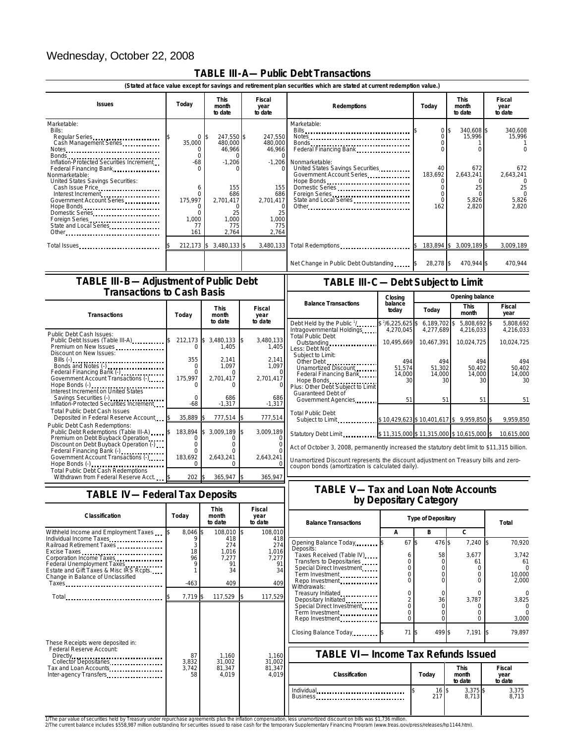Wednesday, October 22, 2008

## TABLE III-A— Public Debt Transactions

(Stated at face value except for savings and retirement plan securities which are stated at current redemption value.)

| Issues | Today | This month to date | Fiscal year to date |
|---|---|---|---|
| Marketable: | | | |
| Bills: | | | |
| Regular Series | $ 0 | $ 247,550 | $ 247,550 |
| Cash Management Series | 35,000 | 480,000 | 480,000 |
| Notes | 0 | 46,966 | 46,966 |
| Bonds | 0 | 0 | 0 |
| Inflation-Protected Securities Increment | -68 | -1,206 | -1,206 |
| Federal Financing Bank | 0 | 0 | 0 |
| Nonmarketable: | | | |
| United States Savings Securities: | | | |
| Cash Issue Price | 6 | 155 | 155 |
| Interest Increment | 0 | 686 | 686 |
| Government Account Series | 175,997 | 2,701,417 | 2,701,417 |
| Hope Bonds | 0 | 0 | 0 |
| Domestic Series | 0 | 25 | 25 |
| Foreign Series | 1,000 | 1,000 | 1,000 |
| State and Local Series | 77 | 775 | 775 |
| Other | 161 | 2,764 | 2,764 |
| Total Issues | $ 212,173 | $ 3,480,133 | $ 3,480,133 |

| Redemptions | Today | This month to date | Fiscal year to date |
|---|---|---|---|
| Marketable: | | | |
| Bills | $ 0 | $ 340,608 | $ 340,608 |
| Notes | 0 | 15,996 | 15,996 |
| Bonds | 0 | 1 | 1 |
| Federal Financing Bank | 0 | 0 | 0 |
| Nonmarketable: | | | |
| United States Savings Securities | 40 | 672 | 672 |
| Government Account Series | 183,692 | 2,643,241 | 2,643,241 |
| Hope Bonds | 0 | 0 | 0 |
| Domestic Series | 0 | 25 | 25 |
| Foreign Series | 0 | 0 | 0 |
| State and Local Series | 0 | 5,826 | 5,826 |
| Other | 162 | 2,820 | 2,820 |
| Total Redemptions | $ 183,894 | $ 3,009,189 | $ 3,009,189 |
| Net Change in Public Debt Outstanding | $ 28,278 | $ 470,944 | $ 470,944 |

## TABLE III-B— Adjustment of Public Debt Transactions to Cash Basis

| Transactions | Today | This month to date | Fiscal year to date |
|---|---|---|---|
| Public Debt Cash Issues: | | | |
| Public Debt Issues (Table III-A) | $ 212,173 | $ 3,480,133 | $ 3,480,133 |
| Premium on New Issues | 0 | 1,405 | 1,405 |
| Discount on New Issues: | | | |
| Bills (-) | 355 | 2,141 | 2,141 |
| Bonds and Notes (-) | 0 | 1,097 | 1,097 |
| Federal Financing Bank (-) | 0 | 0 | 0 |
| Government Account Transactions (-) | 175,997 | 2,701,417 | 2,701,417 |
| Hope Bonds (-) | 0 | 0 | 0 |
| Interest Increment on United States Savings Securities (-) | 0 | 686 | 686 |
| Inflation-Protected Securities Increment | -68 | -1,317 | -1,317 |
| Total Public Debt Cash Issues Deposited in Federal Reserve Account | $ 35,889 | $ 777,514 | $ 777,514 |
| Public Debt Cash Redemptions: | | | |
| Public Debt Redemptions (Table III-A) | $ 183,894 | $ 3,009,189 | $ 3,009,189 |
| Premium on Debt Buyback Operation | 0 | 0 | 0 |
| Discount on Debt Buyback Operation (-) | 0 | 0 | 0 |
| Federal Financing Bank (-) | 0 | 0 | 0 |
| Government Account Transactions (-) | 183,692 | 2,643,241 | 2,643,241 |
| Hope Bonds (-) | 0 | 0 | 0 |
| Total Public Debt Cash Redemptions Withdrawn from Federal Reserve Acct. | $ 202 | $ 365,947 | $ 365,947 |

## TABLE III-C — Debt Subject to Limit

| Balance Transactions | Closing balance today | Opening balance Today | Opening balance This month | Opening balance Fiscal year |
|---|---|---|---|---|
| Debt Held by the Public [1] | $ [2]/6,225,625 | $ 6,189,702 | $ 5,808,692 | $ 5,808,692 |
| Intragovernmental Holdings | 4,270,045 | 4,277,689 | 4,216,033 | 4,216,033 |
| Total Public Debt Outstanding | 10,495,669 | 10,467,391 | 10,024,725 | 10,024,725 |
| Less: Debt Not Subject to Limit: | | | | |
| Other Debt | 494 | 494 | 494 | 494 |
| Unamortized Discount | 51,574 | 51,302 | 50,402 | 50,402 |
| Federal Financing Bank | 14,000 | 14,000 | 14,000 | 14,000 |
| Hope Bonds | 30 | 30 | 30 | 30 |
| Plus: Other Debt Subject to Limit | | | | |
| Guaranteed Debt of Government Agencies | 51 | 51 | 51 | 51 |
| Total Public Debt Subject to Limit | $ 10,429,623 | $ 10,401,617 | $ 9,959,850 | $ 9,959,850 |
| Statutory Debt Limit | $ 11,315,000 | $ 11,315,000 | $ 10,615,000 | $ 10,615,000 |

Act of October 3, 2008, permanently increased the statutory debt limit to $11,315 billion.

Unamortized Discount represents the discount adjustment on Treasury bills and zero-coupon bonds (amortization is calculated daily).

## TABLE IV— Federal Tax Deposits

| Classification | Today | This month to date | Fiscal year to date |
|---|---|---|---|
| Withheld Income and Employment Taxes | $ 8,046 | $ 108,010 | $ 108,010 |
| Individual Income Taxes | 9 | 418 | 418 |
| Railroad Retirement Taxes | 3 | 274 | 274 |
| Excise Taxes | 18 | 1,016 | 1,016 |
| Corporation Income Taxes | 96 | 7,277 | 7,277 |
| Federal Unemployment Taxes | 9 | 91 | 91 |
| Estate and Gift Taxes & Misc IRS Rcpts. | 1 | 34 | 34 |
| Change in Balance of Unclassified Taxes | -463 | 409 | 409 |
| Total | $ 7,719 | $ 117,529 | $ 117,529 |
| These Receipts were deposited in: | | | |
| Federal Reserve Account: | | | |
| Directly | 87 | 1,160 | 1,160 |
| Collector Depositaries | 3,832 | 31,002 | 31,002 |
| Tax and Loan Accounts | 3,742 | 81,347 | 81,347 |
| Inter-agency Transfers | 58 | 4,019 | 4,019 |

## TABLE V— Tax and Loan Note Accounts by Depositary Category

| Balance Transactions | Type of Depositary A | Type of Depositary B | Type of Depositary C | Total |
|---|---|---|---|---|
| Opening Balance Today | $ 67 | $ 476 | $ 7,240 | $ 70,920 |
| Deposits: | | | | |
| Taxes Received (Table IV) | 6 | 58 | 3,677 | 3,742 |
| Transfers to Depositaries | 0 | 0 | 61 | 61 |
| Special Direct Investment | 0 | 0 | 0 | 0 |
| Term Investment | 0 | 0 | 0 | 10,000 |
| Repo Investment | 0 | 0 | 0 | 2,000 |
| Withdrawals: | | | | |
| Treasury Initiated | 0 | 0 | 0 | 0 |
| Depositary Initiated | 2 | 36 | 3,787 | 3,825 |
| Special Direct Investment | 0 | 0 | 0 | 0 |
| Term Investment | 0 | 0 | 0 | 0 |
| Repo Investment | 0 | 0 | 0 | 3,000 |
| Closing Balance Today | $ 71 | $ 499 | $ 7,191 | $ 79,897 |

## TABLE VI— Income Tax Refunds Issued

| Classification | Today | This month to date | Fiscal year to date |
|---|---|---|---|
| Individual | $ 16 | $ 3,375 | $ 3,375 |
| Business | 217 | 8,713 | 8,713 |

1/The par value of securities held by Treasury under repurchase agreements plus the inflation compensation, less unamortized discount on bills was $1,736 million.
2/The current balance includes $558,987 million outstanding for securities issued to raise cash for the temporary Supplementary Financing Program (www.treas.gov/press/releases/hp1144.htm).